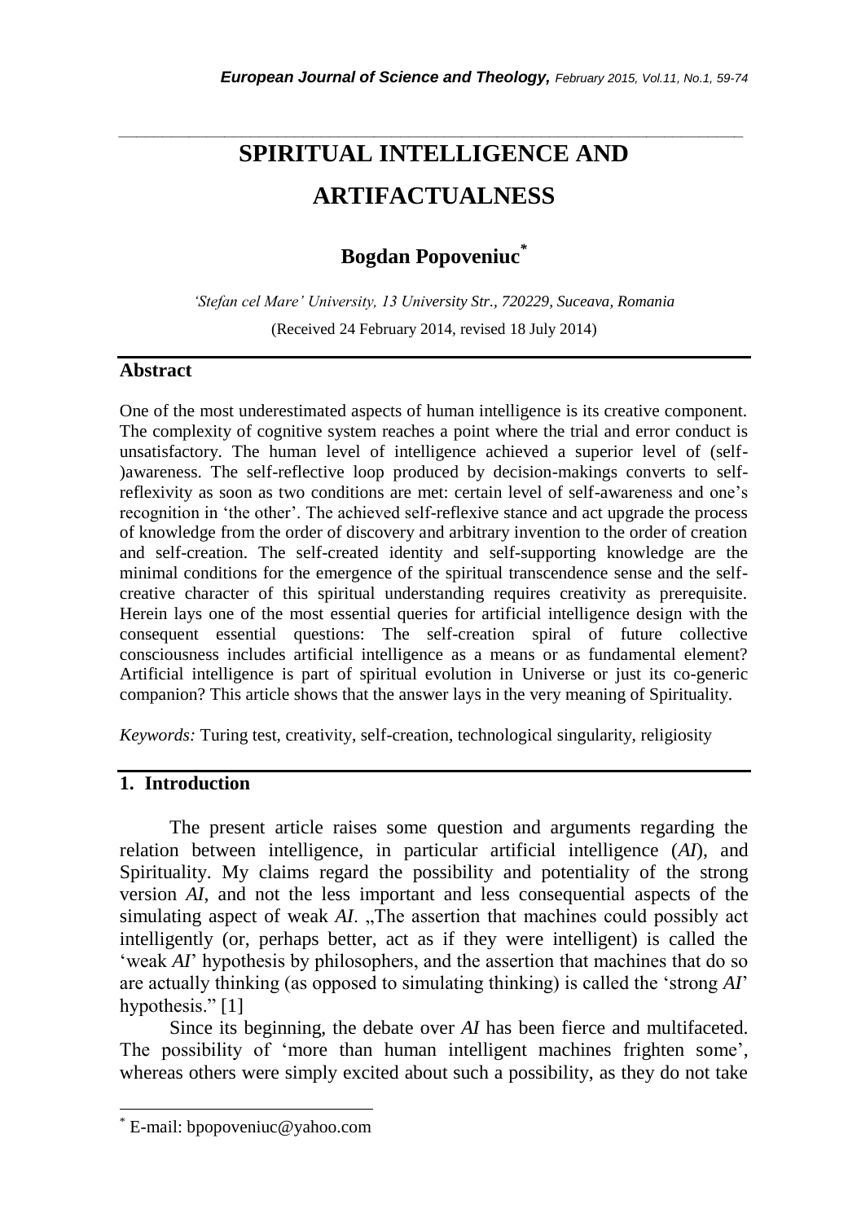# SPIRITUAL INTELLIGENCE AND ARTIFACTUALNESS

**Bogdan Popoveniuc**[*]

*'Stefan cel Mare' University, 13 University Str., 720229, Suceava, Romania*

(Received 24 February 2014, revised 18 July 2014)

## Abstract

One of the most underestimated aspects of human intelligence is its creative component. The complexity of cognitive system reaches a point where the trial and error conduct is unsatisfactory. The human level of intelligence achieved a superior level of (self-)awareness. The self-reflective loop produced by decision-makings converts to self-reflexivity as soon as two conditions are met: certain level of self-awareness and one's recognition in 'the other'. The achieved self-reflexive stance and act upgrade the process of knowledge from the order of discovery and arbitrary invention to the order of creation and self-creation. The self-created identity and self-supporting knowledge are the minimal conditions for the emergence of the spiritual transcendence sense and the self-creative character of this spiritual understanding requires creativity as prerequisite. Herein lays one of the most essential queries for artificial intelligence design with the consequent essential questions: The self-creation spiral of future collective consciousness includes artificial intelligence as a means or as fundamental element? Artificial intelligence is part of spiritual evolution in Universe or just its co-generic companion? This article shows that the answer lays in the very meaning of Spirituality.

*Keywords:* Turing test, creativity, self-creation, technological singularity, religiosity

## 1. Introduction

The present article raises some question and arguments regarding the relation between intelligence, in particular artificial intelligence (*AI*), and Spirituality. My claims regard the possibility and potentiality of the strong version *AI*, and not the less important and less consequential aspects of the simulating aspect of weak *AI*. „The assertion that machines could possibly act intelligently (or, perhaps better, act as if they were intelligent) is called the 'weak *AI*' hypothesis by philosophers, and the assertion that machines that do so are actually thinking (as opposed to simulating thinking) is called the 'strong *AI*' hypothesis." [1]

Since its beginning, the debate over *AI* has been fierce and multifaceted. The possibility of 'more than human intelligent machines frighten some', whereas others were simply excited about such a possibility, as they do not take

---

[*] E-mail: bpopoveniuc@yahoo.com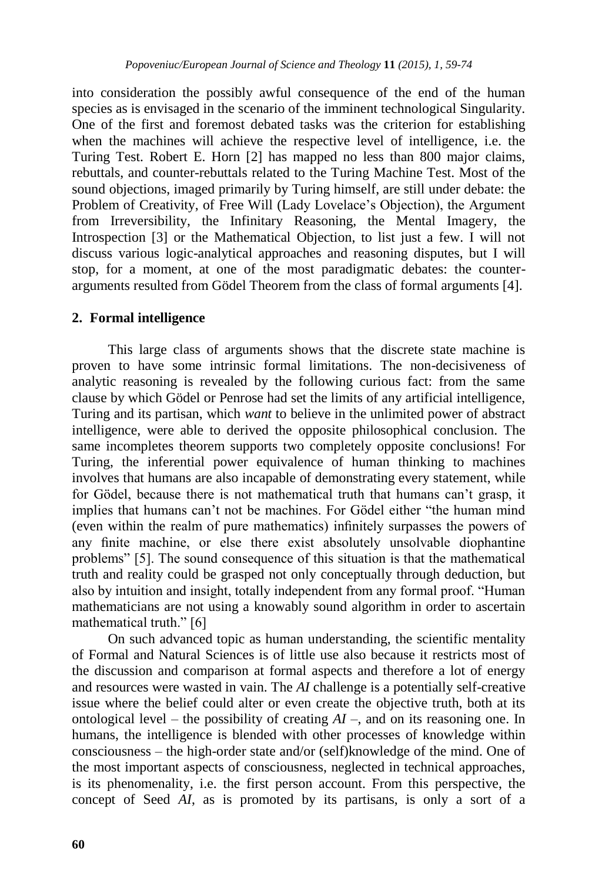into consideration the possibly awful consequence of the end of the human species as is envisaged in the scenario of the imminent technological Singularity. One of the first and foremost debated tasks was the criterion for establishing when the machines will achieve the respective level of intelligence, i.e. the Turing Test. Robert E. Horn [2] has mapped no less than 800 major claims, rebuttals, and counter-rebuttals related to the Turing Machine Test. Most of the sound objections, imaged primarily by Turing himself, are still under debate: the Problem of Creativity, of Free Will (Lady Lovelace's Objection), the Argument from Irreversibility, the Infinitary Reasoning, the Mental Imagery, the Introspection [3] or the Mathematical Objection, to list just a few. I will not discuss various logic-analytical approaches and reasoning disputes, but I will stop, for a moment, at one of the most paradigmatic debates: the counter-arguments resulted from Gödel Theorem from the class of formal arguments [4].

## 2. Formal intelligence

This large class of arguments shows that the discrete state machine is proven to have some intrinsic formal limitations. The non-decisiveness of analytic reasoning is revealed by the following curious fact: from the same clause by which Gödel or Penrose had set the limits of any artificial intelligence, Turing and its partisan, which *want* to believe in the unlimited power of abstract intelligence, were able to derived the opposite philosophical conclusion. The same incompletes theorem supports two completely opposite conclusions! For Turing, the inferential power equivalence of human thinking to machines involves that humans are also incapable of demonstrating every statement, while for Gödel, because there is not mathematical truth that humans can't grasp, it implies that humans can't not be machines. For Gödel either "the human mind (even within the realm of pure mathematics) infinitely surpasses the powers of any finite machine, or else there exist absolutely unsolvable diophantine problems" [5]. The sound consequence of this situation is that the mathematical truth and reality could be grasped not only conceptually through deduction, but also by intuition and insight, totally independent from any formal proof. "Human mathematicians are not using a knowably sound algorithm in order to ascertain mathematical truth." [6]

On such advanced topic as human understanding, the scientific mentality of Formal and Natural Sciences is of little use also because it restricts most of the discussion and comparison at formal aspects and therefore a lot of energy and resources were wasted in vain. The *AI* challenge is a potentially self-creative issue where the belief could alter or even create the objective truth, both at its ontological level – the possibility of creating *AI* –, and on its reasoning one. In humans, the intelligence is blended with other processes of knowledge within consciousness – the high-order state and/or (self)knowledge of the mind. One of the most important aspects of consciousness, neglected in technical approaches, is its phenomenality, i.e. the first person account. From this perspective, the concept of Seed *AI*, as is promoted by its partisans, is only a sort of a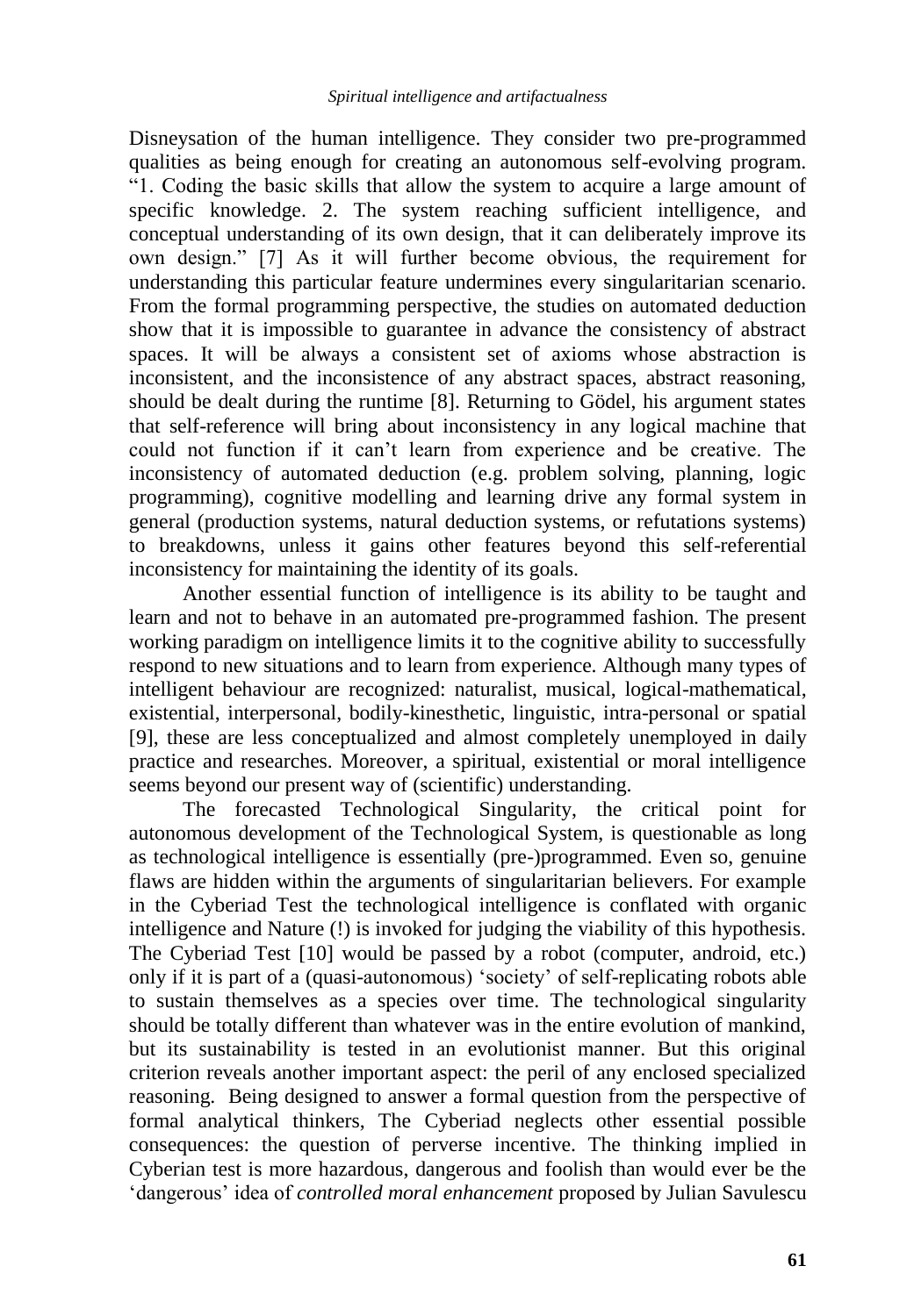Disneysation of the human intelligence. They consider two pre-programmed qualities as being enough for creating an autonomous self-evolving program. "1. Coding the basic skills that allow the system to acquire a large amount of specific knowledge. 2. The system reaching sufficient intelligence, and conceptual understanding of its own design, that it can deliberately improve its own design." [7] As it will further become obvious, the requirement for understanding this particular feature undermines every singularitarian scenario. From the formal programming perspective, the studies on automated deduction show that it is impossible to guarantee in advance the consistency of abstract spaces. It will be always a consistent set of axioms whose abstraction is inconsistent, and the inconsistence of any abstract spaces, abstract reasoning, should be dealt during the runtime [8]. Returning to Gödel, his argument states that self-reference will bring about inconsistency in any logical machine that could not function if it can't learn from experience and be creative. The inconsistency of automated deduction (e.g. problem solving, planning, logic programming), cognitive modelling and learning drive any formal system in general (production systems, natural deduction systems, or refutations systems) to breakdowns, unless it gains other features beyond this self-referential inconsistency for maintaining the identity of its goals.

Another essential function of intelligence is its ability to be taught and learn and not to behave in an automated pre-programmed fashion. The present working paradigm on intelligence limits it to the cognitive ability to successfully respond to new situations and to learn from experience. Although many types of intelligent behaviour are recognized: naturalist, musical, logical-mathematical, existential, interpersonal, bodily-kinesthetic, linguistic, intra-personal or spatial [9], these are less conceptualized and almost completely unemployed in daily practice and researches. Moreover, a spiritual, existential or moral intelligence seems beyond our present way of (scientific) understanding.

The forecasted Technological Singularity, the critical point for autonomous development of the Technological System, is questionable as long as technological intelligence is essentially (pre-)programmed. Even so, genuine flaws are hidden within the arguments of singularitarian believers. For example in the Cyberiad Test the technological intelligence is conflated with organic intelligence and Nature (!) is invoked for judging the viability of this hypothesis. The Cyberiad Test [10] would be passed by a robot (computer, android, etc.) only if it is part of a (quasi-autonomous) 'society' of self-replicating robots able to sustain themselves as a species over time. The technological singularity should be totally different than whatever was in the entire evolution of mankind, but its sustainability is tested in an evolutionist manner. But this original criterion reveals another important aspect: the peril of any enclosed specialized reasoning. Being designed to answer a formal question from the perspective of formal analytical thinkers, The Cyberiad neglects other essential possible consequences: the question of perverse incentive. The thinking implied in Cyberian test is more hazardous, dangerous and foolish than would ever be the 'dangerous' idea of *controlled moral enhancement* proposed by Julian Savulescu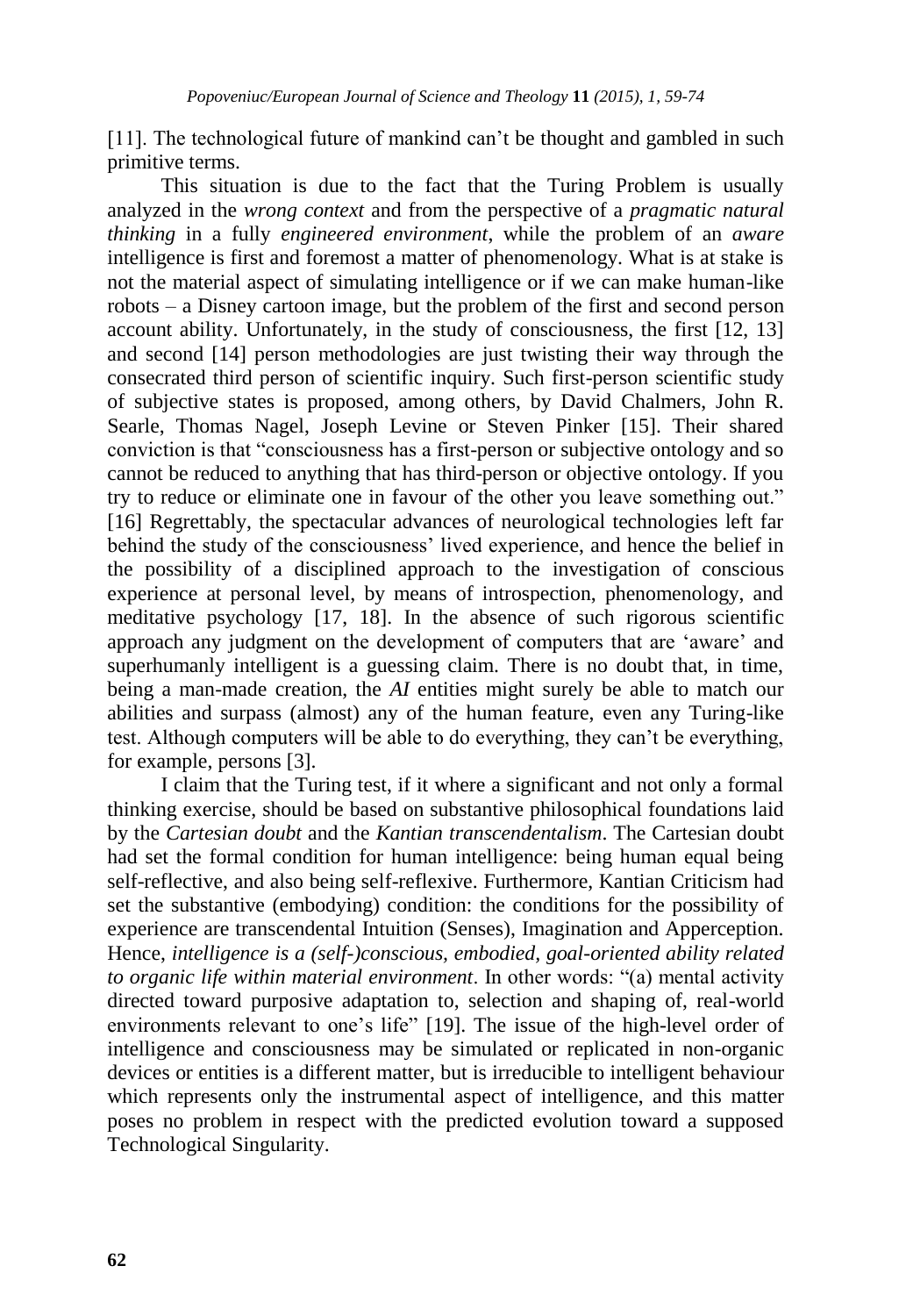[11]. The technological future of mankind can't be thought and gambled in such primitive terms.

This situation is due to the fact that the Turing Problem is usually analyzed in the *wrong context* and from the perspective of a *pragmatic natural thinking* in a fully *engineered environment*, while the problem of an *aware* intelligence is first and foremost a matter of phenomenology. What is at stake is not the material aspect of simulating intelligence or if we can make human-like robots – a Disney cartoon image, but the problem of the first and second person account ability. Unfortunately, in the study of consciousness, the first [12, 13] and second [14] person methodologies are just twisting their way through the consecrated third person of scientific inquiry. Such first-person scientific study of subjective states is proposed, among others, by David Chalmers, John R. Searle, Thomas Nagel, Joseph Levine or Steven Pinker [15]. Their shared conviction is that "consciousness has a first-person or subjective ontology and so cannot be reduced to anything that has third-person or objective ontology. If you try to reduce or eliminate one in favour of the other you leave something out." [16] Regrettably, the spectacular advances of neurological technologies left far behind the study of the consciousness' lived experience, and hence the belief in the possibility of a disciplined approach to the investigation of conscious experience at personal level, by means of introspection, phenomenology, and meditative psychology [17, 18]. In the absence of such rigorous scientific approach any judgment on the development of computers that are 'aware' and superhumanly intelligent is a guessing claim. There is no doubt that, in time, being a man-made creation, the *AI* entities might surely be able to match our abilities and surpass (almost) any of the human feature, even any Turing-like test. Although computers will be able to do everything, they can't be everything, for example, persons [3].

I claim that the Turing test, if it where a significant and not only a formal thinking exercise, should be based on substantive philosophical foundations laid by the *Cartesian doubt* and the *Kantian transcendentalism*. The Cartesian doubt had set the formal condition for human intelligence: being human equal being self-reflective, and also being self-reflexive. Furthermore, Kantian Criticism had set the substantive (embodying) condition: the conditions for the possibility of experience are transcendental Intuition (Senses), Imagination and Apperception. Hence, *intelligence is a (self-)conscious, embodied, goal-oriented ability related to organic life within material environment*. In other words: "(a) mental activity directed toward purposive adaptation to, selection and shaping of, real-world environments relevant to one's life" [19]. The issue of the high-level order of intelligence and consciousness may be simulated or replicated in non-organic devices or entities is a different matter, but is irreducible to intelligent behaviour which represents only the instrumental aspect of intelligence, and this matter poses no problem in respect with the predicted evolution toward a supposed Technological Singularity.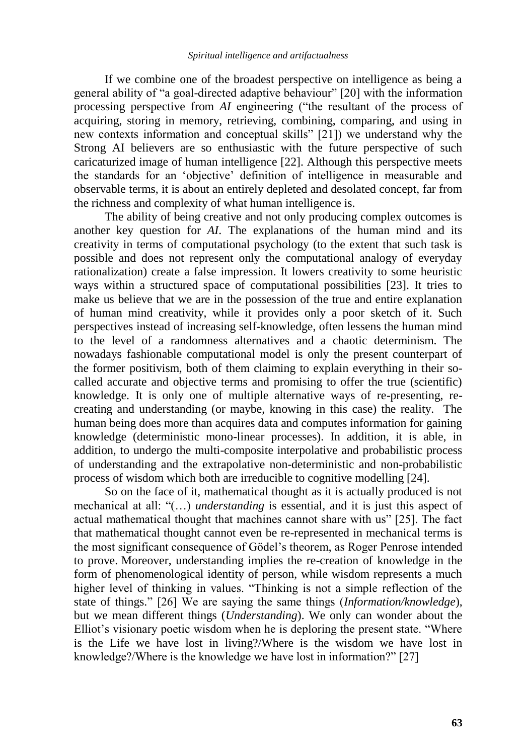If we combine one of the broadest perspective on intelligence as being a general ability of "a goal-directed adaptive behaviour" [20] with the information processing perspective from *AI* engineering ("the resultant of the process of acquiring, storing in memory, retrieving, combining, comparing, and using in new contexts information and conceptual skills" [21]) we understand why the Strong AI believers are so enthusiastic with the future perspective of such caricaturized image of human intelligence [22]. Although this perspective meets the standards for an 'objective' definition of intelligence in measurable and observable terms, it is about an entirely depleted and desolated concept, far from the richness and complexity of what human intelligence is.

The ability of being creative and not only producing complex outcomes is another key question for *AI*. The explanations of the human mind and its creativity in terms of computational psychology (to the extent that such task is possible and does not represent only the computational analogy of everyday rationalization) create a false impression. It lowers creativity to some heuristic ways within a structured space of computational possibilities [23]. It tries to make us believe that we are in the possession of the true and entire explanation of human mind creativity, while it provides only a poor sketch of it. Such perspectives instead of increasing self-knowledge, often lessens the human mind to the level of a randomness alternatives and a chaotic determinism. The nowadays fashionable computational model is only the present counterpart of the former positivism, both of them claiming to explain everything in their so-called accurate and objective terms and promising to offer the true (scientific) knowledge. It is only one of multiple alternative ways of re-presenting, re-creating and understanding (or maybe, knowing in this case) the reality. The human being does more than acquires data and computes information for gaining knowledge (deterministic mono-linear processes). In addition, it is able, in addition, to undergo the multi-composite interpolative and probabilistic process of understanding and the extrapolative non-deterministic and non-probabilistic process of wisdom which both are irreducible to cognitive modelling [24].

So on the face of it, mathematical thought as it is actually produced is not mechanical at all: "(…) *understanding* is essential, and it is just this aspect of actual mathematical thought that machines cannot share with us" [25]. The fact that mathematical thought cannot even be re-represented in mechanical terms is the most significant consequence of Gödel's theorem, as Roger Penrose intended to prove. Moreover, understanding implies the re-creation of knowledge in the form of phenomenological identity of person, while wisdom represents a much higher level of thinking in values. "Thinking is not a simple reflection of the state of things." [26] We are saying the same things (*Information/knowledge*), but we mean different things (*Understanding*). We only can wonder about the Elliot's visionary poetic wisdom when he is deploring the present state. "Where is the Life we have lost in living?/Where is the wisdom we have lost in knowledge?/Where is the knowledge we have lost in information?" [27]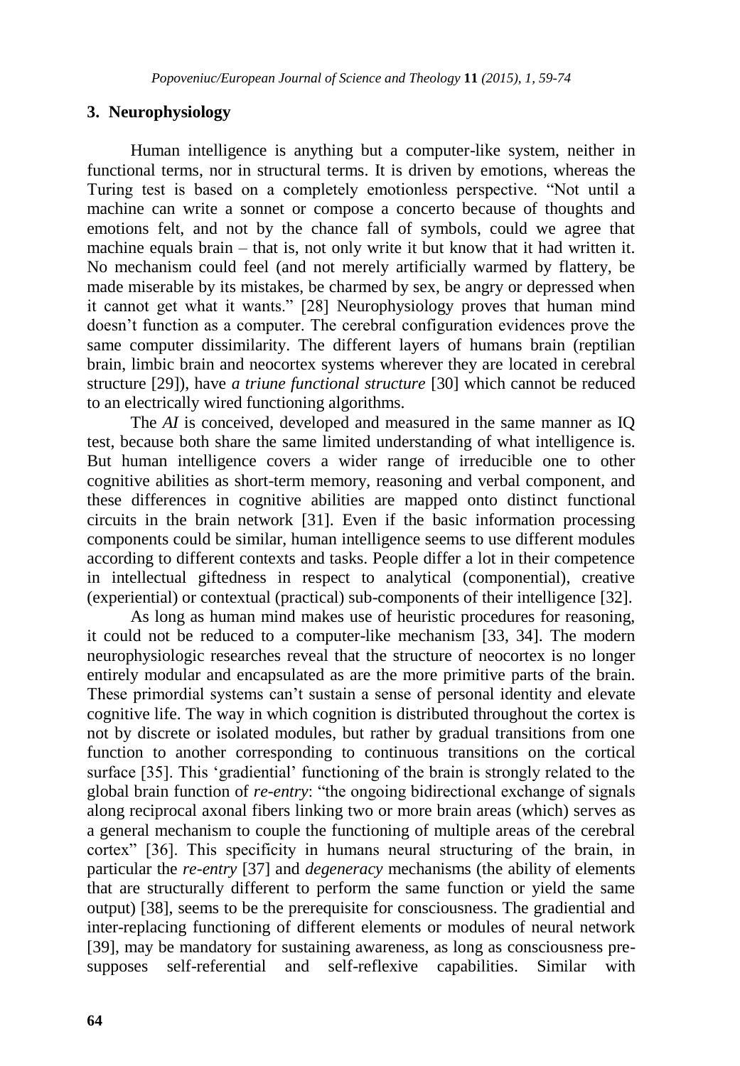## 3. Neurophysiology

Human intelligence is anything but a computer-like system, neither in functional terms, nor in structural terms. It is driven by emotions, whereas the Turing test is based on a completely emotionless perspective. "Not until a machine can write a sonnet or compose a concerto because of thoughts and emotions felt, and not by the chance fall of symbols, could we agree that machine equals brain – that is, not only write it but know that it had written it. No mechanism could feel (and not merely artificially warmed by flattery, be made miserable by its mistakes, be charmed by sex, be angry or depressed when it cannot get what it wants." [28] Neurophysiology proves that human mind doesn't function as a computer. The cerebral configuration evidences prove the same computer dissimilarity. The different layers of humans brain (reptilian brain, limbic brain and neocortex systems wherever they are located in cerebral structure [29]), have *a triune functional structure* [30] which cannot be reduced to an electrically wired functioning algorithms.

The *AI* is conceived, developed and measured in the same manner as IQ test, because both share the same limited understanding of what intelligence is. But human intelligence covers a wider range of irreducible one to other cognitive abilities as short-term memory, reasoning and verbal component, and these differences in cognitive abilities are mapped onto distinct functional circuits in the brain network [31]. Even if the basic information processing components could be similar, human intelligence seems to use different modules according to different contexts and tasks. People differ a lot in their competence in intellectual giftedness in respect to analytical (componential), creative (experiential) or contextual (practical) sub-components of their intelligence [32].

As long as human mind makes use of heuristic procedures for reasoning, it could not be reduced to a computer-like mechanism [33, 34]. The modern neurophysiologic researches reveal that the structure of neocortex is no longer entirely modular and encapsulated as are the more primitive parts of the brain. These primordial systems can't sustain a sense of personal identity and elevate cognitive life. The way in which cognition is distributed throughout the cortex is not by discrete or isolated modules, but rather by gradual transitions from one function to another corresponding to continuous transitions on the cortical surface [35]. This 'gradiential' functioning of the brain is strongly related to the global brain function of *re-entry*: "the ongoing bidirectional exchange of signals along reciprocal axonal fibers linking two or more brain areas (which) serves as a general mechanism to couple the functioning of multiple areas of the cerebral cortex" [36]. This specificity in humans neural structuring of the brain, in particular the *re-entry* [37] and *degeneracy* mechanisms (the ability of elements that are structurally different to perform the same function or yield the same output) [38], seems to be the prerequisite for consciousness. The gradiential and inter-replacing functioning of different elements or modules of neural network [39], may be mandatory for sustaining awareness, as long as consciousness pre-supposes self-referential and self-reflexive capabilities. Similar with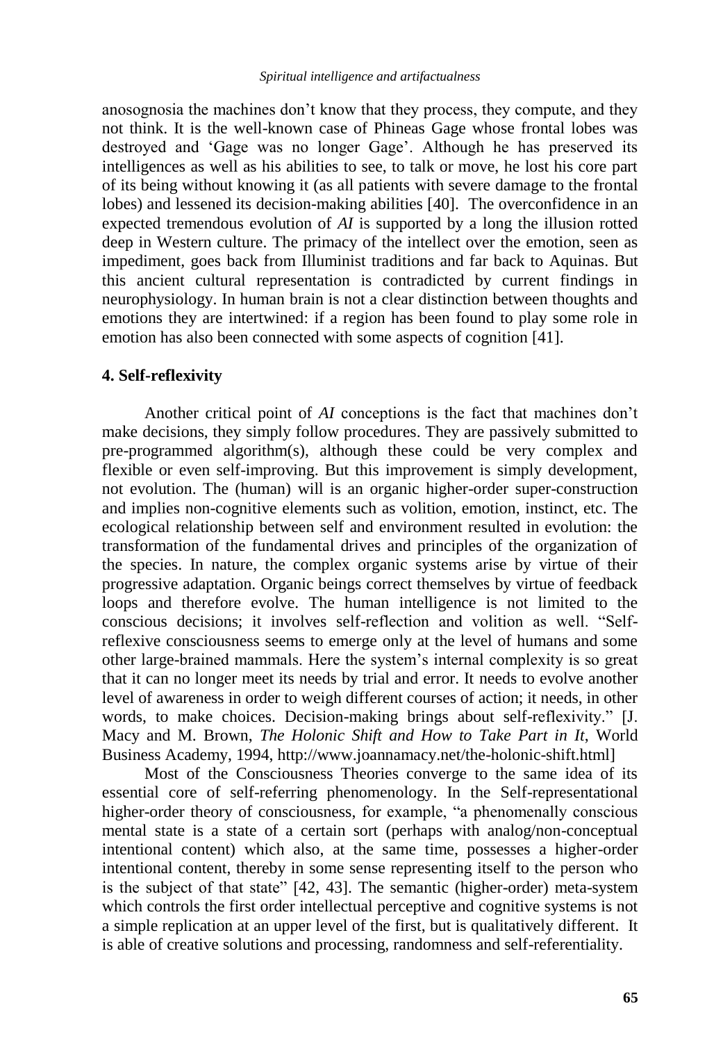anosognosia the machines don't know that they process, they compute, and they not think. It is the well-known case of Phineas Gage whose frontal lobes was destroyed and 'Gage was no longer Gage'. Although he has preserved its intelligences as well as his abilities to see, to talk or move, he lost his core part of its being without knowing it (as all patients with severe damage to the frontal lobes) and lessened its decision-making abilities [40]. The overconfidence in an expected tremendous evolution of *AI* is supported by a long the illusion rotted deep in Western culture. The primacy of the intellect over the emotion, seen as impediment, goes back from Illuminist traditions and far back to Aquinas. But this ancient cultural representation is contradicted by current findings in neurophysiology. In human brain is not a clear distinction between thoughts and emotions they are intertwined: if a region has been found to play some role in emotion has also been connected with some aspects of cognition [41].

## 4. Self-reflexivity

Another critical point of *AI* conceptions is the fact that machines don't make decisions, they simply follow procedures. They are passively submitted to pre-programmed algorithm(s), although these could be very complex and flexible or even self-improving. But this improvement is simply development, not evolution. The (human) will is an organic higher-order super-construction and implies non-cognitive elements such as volition, emotion, instinct, etc. The ecological relationship between self and environment resulted in evolution: the transformation of the fundamental drives and principles of the organization of the species. In nature, the complex organic systems arise by virtue of their progressive adaptation. Organic beings correct themselves by virtue of feedback loops and therefore evolve. The human intelligence is not limited to the conscious decisions; it involves self-reflection and volition as well. "Self-reflexive consciousness seems to emerge only at the level of humans and some other large-brained mammals. Here the system's internal complexity is so great that it can no longer meet its needs by trial and error. It needs to evolve another level of awareness in order to weigh different courses of action; it needs, in other words, to make choices. Decision-making brings about self-reflexivity." [J. Macy and M. Brown, *The Holonic Shift and How to Take Part in It*, World Business Academy, 1994, http://www.joannamacy.net/the-holonic-shift.html]

Most of the Consciousness Theories converge to the same idea of its essential core of self-referring phenomenology. In the Self-representational higher-order theory of consciousness, for example, "a phenomenally conscious mental state is a state of a certain sort (perhaps with analog/non-conceptual intentional content) which also, at the same time, possesses a higher-order intentional content, thereby in some sense representing itself to the person who is the subject of that state" [42, 43]. The semantic (higher-order) meta-system which controls the first order intellectual perceptive and cognitive systems is not a simple replication at an upper level of the first, but is qualitatively different. It is able of creative solutions and processing, randomness and self-referentiality.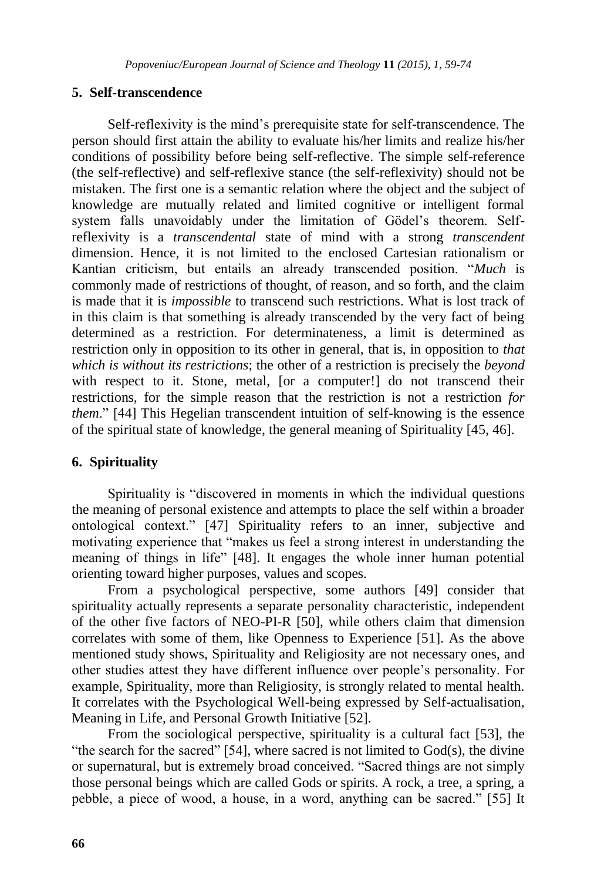## 5. Self-transcendence

Self-reflexivity is the mind's prerequisite state for self-transcendence. The person should first attain the ability to evaluate his/her limits and realize his/her conditions of possibility before being self-reflective. The simple self-reference (the self-reflective) and self-reflexive stance (the self-reflexivity) should not be mistaken. The first one is a semantic relation where the object and the subject of knowledge are mutually related and limited cognitive or intelligent formal system falls unavoidably under the limitation of Gödel's theorem. Self-reflexivity is a *transcendental* state of mind with a strong *transcendent* dimension. Hence, it is not limited to the enclosed Cartesian rationalism or Kantian criticism, but entails an already transcended position. "*Much* is commonly made of restrictions of thought, of reason, and so forth, and the claim is made that it is *impossible* to transcend such restrictions. What is lost track of in this claim is that something is already transcended by the very fact of being determined as a restriction. For determinateness, a limit is determined as restriction only in opposition to its other in general, that is, in opposition to *that which is without its restrictions*; the other of a restriction is precisely the *beyond* with respect to it. Stone, metal, [or a computer!] do not transcend their restrictions, for the simple reason that the restriction is not a restriction *for them*." [44] This Hegelian transcendent intuition of self-knowing is the essence of the spiritual state of knowledge, the general meaning of Spirituality [45, 46].

## 6. Spirituality

Spirituality is "discovered in moments in which the individual questions the meaning of personal existence and attempts to place the self within a broader ontological context." [47] Spirituality refers to an inner, subjective and motivating experience that "makes us feel a strong interest in understanding the meaning of things in life" [48]. It engages the whole inner human potential orienting toward higher purposes, values and scopes.

From a psychological perspective, some authors [49] consider that spirituality actually represents a separate personality characteristic, independent of the other five factors of NEO-PI-R [50], while others claim that dimension correlates with some of them, like Openness to Experience [51]. As the above mentioned study shows, Spirituality and Religiosity are not necessary ones, and other studies attest they have different influence over people's personality. For example, Spirituality, more than Religiosity, is strongly related to mental health. It correlates with the Psychological Well-being expressed by Self-actualisation, Meaning in Life, and Personal Growth Initiative [52].

From the sociological perspective, spirituality is a cultural fact [53], the "the search for the sacred" [54], where sacred is not limited to God(s), the divine or supernatural, but is extremely broad conceived. "Sacred things are not simply those personal beings which are called Gods or spirits. A rock, a tree, a spring, a pebble, a piece of wood, a house, in a word, anything can be sacred." [55] It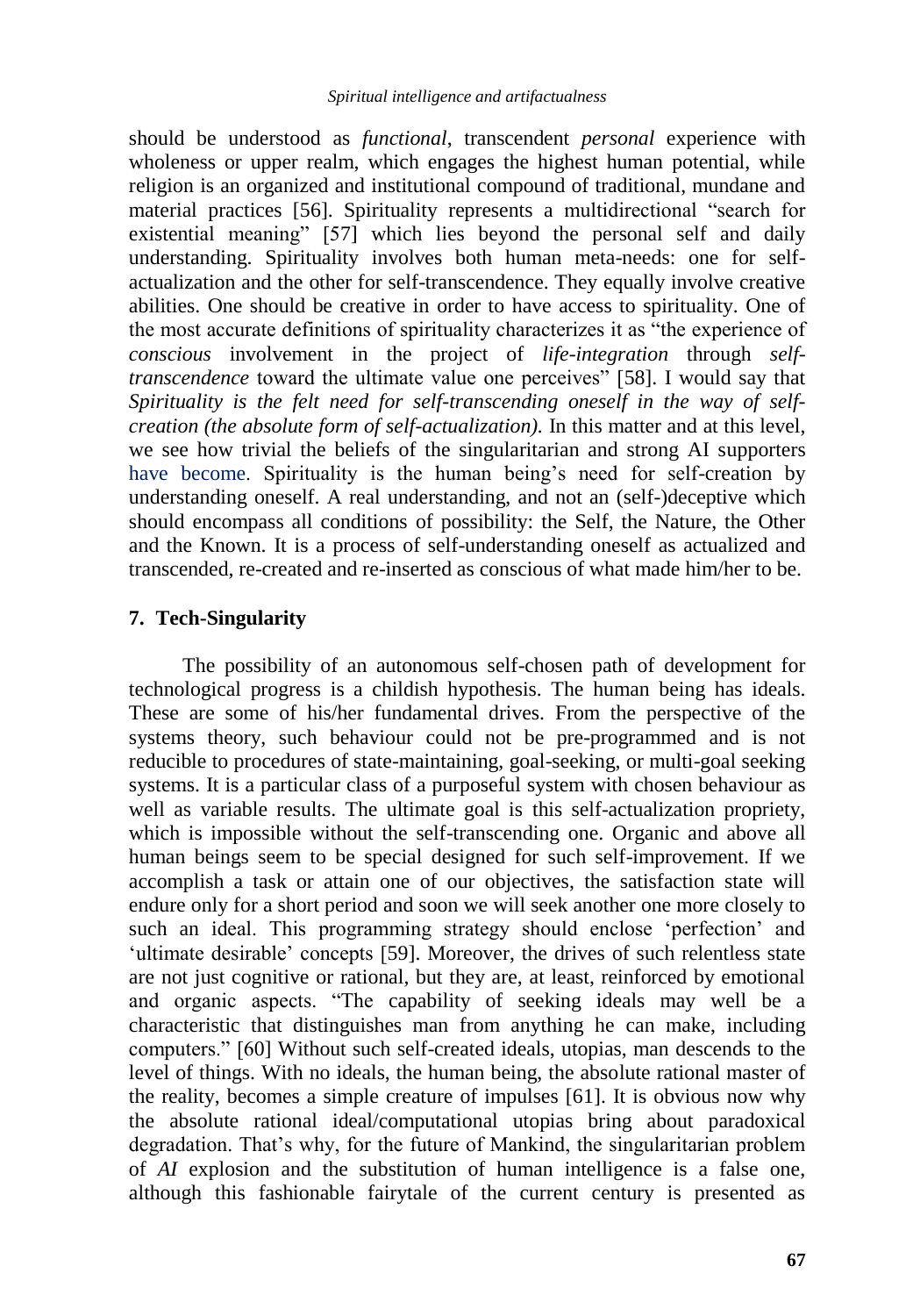should be understood as *functional*, transcendent *personal* experience with wholeness or upper realm, which engages the highest human potential, while religion is an organized and institutional compound of traditional, mundane and material practices [56]. Spirituality represents a multidirectional "search for existential meaning" [57] which lies beyond the personal self and daily understanding. Spirituality involves both human meta-needs: one for self-actualization and the other for self-transcendence. They equally involve creative abilities. One should be creative in order to have access to spirituality. One of the most accurate definitions of spirituality characterizes it as "the experience of *conscious* involvement in the project of *life-integration* through *self-transcendence* toward the ultimate value one perceives" [58]. I would say that *Spirituality is the felt need for self-transcending oneself in the way of self-creation (the absolute form of self-actualization).* In this matter and at this level, we see how trivial the beliefs of the singularitarian and strong AI supporters have become. Spirituality is the human being's need for self-creation by understanding oneself. A real understanding, and not an (self-)deceptive which should encompass all conditions of possibility: the Self, the Nature, the Other and the Known. It is a process of self-understanding oneself as actualized and transcended, re-created and re-inserted as conscious of what made him/her to be.

## 7. Tech-Singularity

The possibility of an autonomous self-chosen path of development for technological progress is a childish hypothesis. The human being has ideals. These are some of his/her fundamental drives. From the perspective of the systems theory, such behaviour could not be pre-programmed and is not reducible to procedures of state-maintaining, goal-seeking, or multi-goal seeking systems. It is a particular class of a purposeful system with chosen behaviour as well as variable results. The ultimate goal is this self-actualization propriety, which is impossible without the self-transcending one. Organic and above all human beings seem to be special designed for such self-improvement. If we accomplish a task or attain one of our objectives, the satisfaction state will endure only for a short period and soon we will seek another one more closely to such an ideal. This programming strategy should enclose 'perfection' and 'ultimate desirable' concepts [59]. Moreover, the drives of such relentless state are not just cognitive or rational, but they are, at least, reinforced by emotional and organic aspects. "The capability of seeking ideals may well be a characteristic that distinguishes man from anything he can make, including computers." [60] Without such self-created ideals, utopias, man descends to the level of things. With no ideals, the human being, the absolute rational master of the reality, becomes a simple creature of impulses [61]. It is obvious now why the absolute rational ideal/computational utopias bring about paradoxical degradation. That's why, for the future of Mankind, the singularitarian problem of *AI* explosion and the substitution of human intelligence is a false one, although this fashionable fairytale of the current century is presented as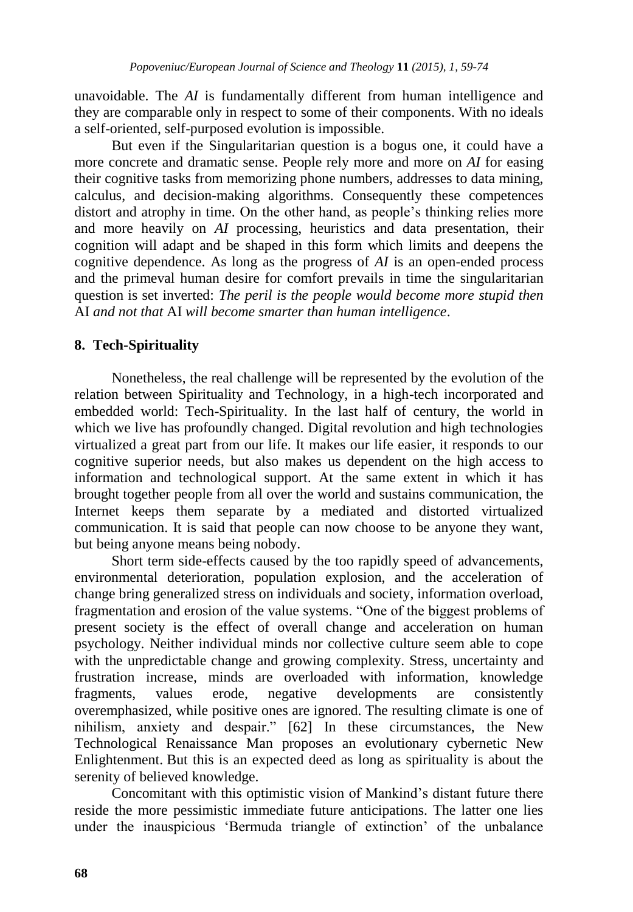unavoidable. The *AI* is fundamentally different from human intelligence and they are comparable only in respect to some of their components. With no ideals a self-oriented, self-purposed evolution is impossible.

But even if the Singularitarian question is a bogus one, it could have a more concrete and dramatic sense. People rely more and more on *AI* for easing their cognitive tasks from memorizing phone numbers, addresses to data mining, calculus, and decision-making algorithms. Consequently these competences distort and atrophy in time. On the other hand, as people's thinking relies more and more heavily on *AI* processing, heuristics and data presentation, their cognition will adapt and be shaped in this form which limits and deepens the cognitive dependence. As long as the progress of *AI* is an open-ended process and the primeval human desire for comfort prevails in time the singularitarian question is set inverted: *The peril is the people would become more stupid then* AI *and not that* AI *will become smarter than human intelligence*.

## 8. Tech-Spirituality

Nonetheless, the real challenge will be represented by the evolution of the relation between Spirituality and Technology, in a high-tech incorporated and embedded world: Tech-Spirituality. In the last half of century, the world in which we live has profoundly changed. Digital revolution and high technologies virtualized a great part from our life. It makes our life easier, it responds to our cognitive superior needs, but also makes us dependent on the high access to information and technological support. At the same extent in which it has brought together people from all over the world and sustains communication, the Internet keeps them separate by a mediated and distorted virtualized communication. It is said that people can now choose to be anyone they want, but being anyone means being nobody.

Short term side-effects caused by the too rapidly speed of advancements, environmental deterioration, population explosion, and the acceleration of change bring generalized stress on individuals and society, information overload, fragmentation and erosion of the value systems. "One of the biggest problems of present society is the effect of overall change and acceleration on human psychology. Neither individual minds nor collective culture seem able to cope with the unpredictable change and growing complexity. Stress, uncertainty and frustration increase, minds are overloaded with information, knowledge fragments, values erode, negative developments are consistently overemphasized, while positive ones are ignored. The resulting climate is one of nihilism, anxiety and despair." [62] In these circumstances, the New Technological Renaissance Man proposes an evolutionary cybernetic New Enlightenment. But this is an expected deed as long as spirituality is about the serenity of believed knowledge.

Concomitant with this optimistic vision of Mankind's distant future there reside the more pessimistic immediate future anticipations. The latter one lies under the inauspicious 'Bermuda triangle of extinction' of the unbalance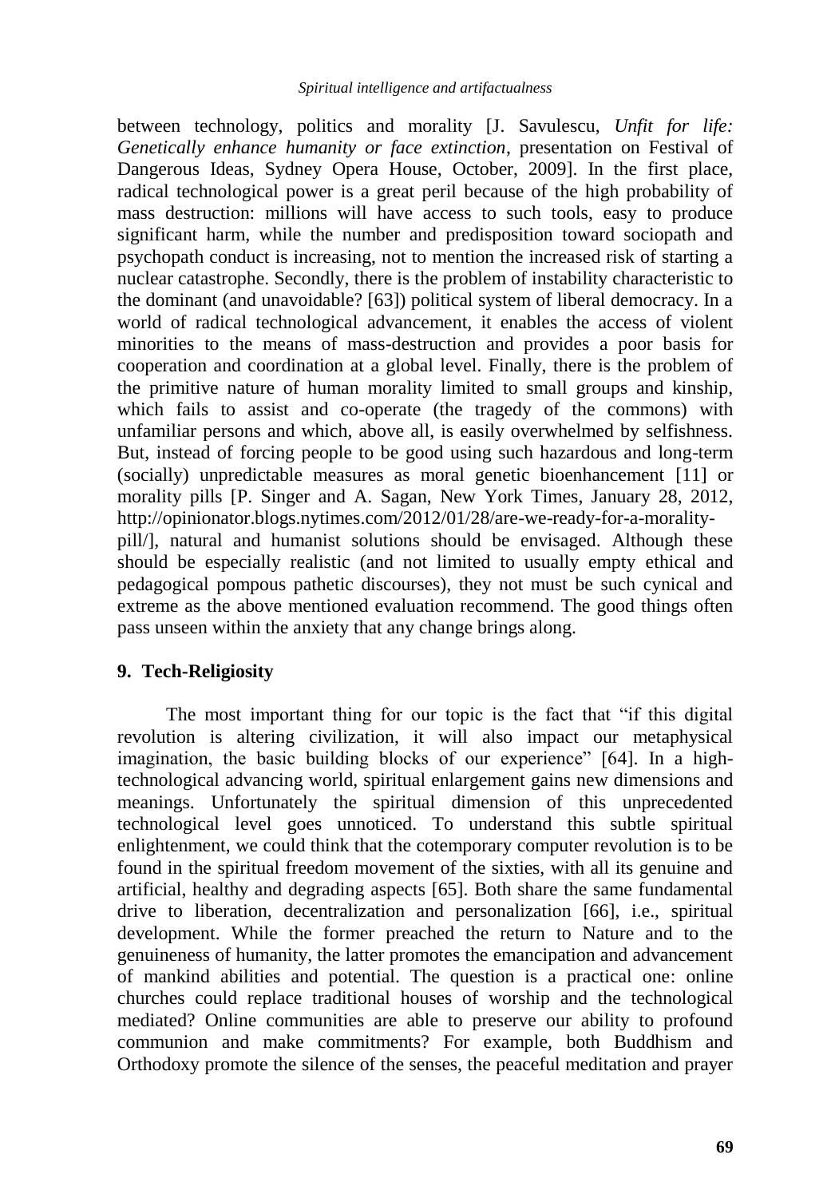between technology, politics and morality [J. Savulescu, *Unfit for life: Genetically enhance humanity or face extinction*, presentation on Festival of Dangerous Ideas, Sydney Opera House, October, 2009]. In the first place, radical technological power is a great peril because of the high probability of mass destruction: millions will have access to such tools, easy to produce significant harm, while the number and predisposition toward sociopath and psychopath conduct is increasing, not to mention the increased risk of starting a nuclear catastrophe. Secondly, there is the problem of instability characteristic to the dominant (and unavoidable? [63]) political system of liberal democracy. In a world of radical technological advancement, it enables the access of violent minorities to the means of mass-destruction and provides a poor basis for cooperation and coordination at a global level. Finally, there is the problem of the primitive nature of human morality limited to small groups and kinship, which fails to assist and co-operate (the tragedy of the commons) with unfamiliar persons and which, above all, is easily overwhelmed by selfishness. But, instead of forcing people to be good using such hazardous and long-term (socially) unpredictable measures as moral genetic bioenhancement [11] or morality pills [P. Singer and A. Sagan, New York Times, January 28, 2012, http://opinionator.blogs.nytimes.com/2012/01/28/are-we-ready-for-a-morality-pill/], natural and humanist solutions should be envisaged. Although these should be especially realistic (and not limited to usually empty ethical and pedagogical pompous pathetic discourses), they not must be such cynical and extreme as the above mentioned evaluation recommend. The good things often pass unseen within the anxiety that any change brings along.

## 9. Tech-Religiosity

The most important thing for our topic is the fact that "if this digital revolution is altering civilization, it will also impact our metaphysical imagination, the basic building blocks of our experience" [64]. In a high-technological advancing world, spiritual enlargement gains new dimensions and meanings. Unfortunately the spiritual dimension of this unprecedented technological level goes unnoticed. To understand this subtle spiritual enlightenment, we could think that the cotemporary computer revolution is to be found in the spiritual freedom movement of the sixties, with all its genuine and artificial, healthy and degrading aspects [65]. Both share the same fundamental drive to liberation, decentralization and personalization [66], i.e., spiritual development. While the former preached the return to Nature and to the genuineness of humanity, the latter promotes the emancipation and advancement of mankind abilities and potential. The question is a practical one: online churches could replace traditional houses of worship and the technological mediated? Online communities are able to preserve our ability to profound communion and make commitments? For example, both Buddhism and Orthodoxy promote the silence of the senses, the peaceful meditation and prayer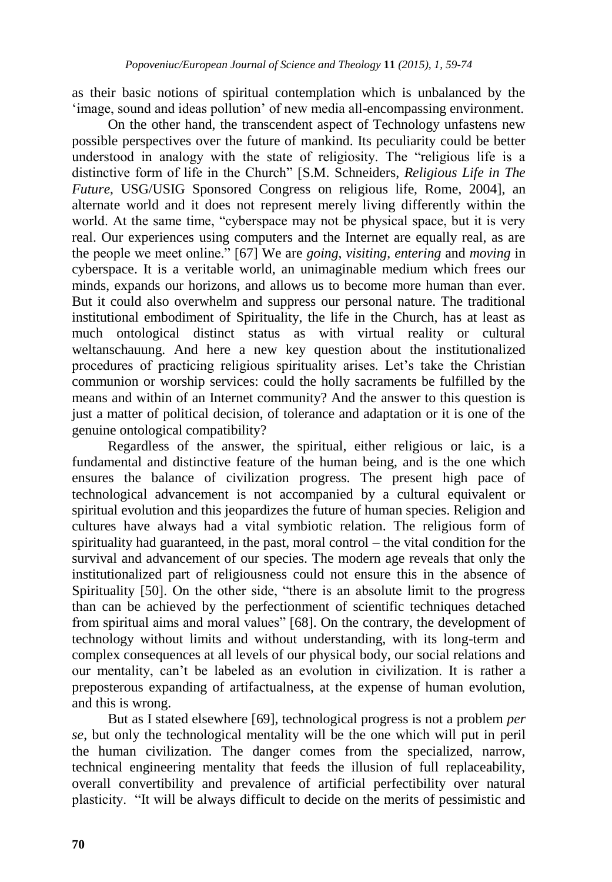as their basic notions of spiritual contemplation which is unbalanced by the 'image, sound and ideas pollution' of new media all-encompassing environment.

On the other hand, the transcendent aspect of Technology unfastens new possible perspectives over the future of mankind. Its peculiarity could be better understood in analogy with the state of religiosity. The "religious life is a distinctive form of life in the Church" [S.M. Schneiders, *Religious Life in The Future*, USG/USIG Sponsored Congress on religious life, Rome, 2004], an alternate world and it does not represent merely living differently within the world. At the same time, "cyberspace may not be physical space, but it is very real. Our experiences using computers and the Internet are equally real, as are the people we meet online." [67] We are *going*, *visiting*, *entering* and *moving* in cyberspace. It is a veritable world, an unimaginable medium which frees our minds, expands our horizons, and allows us to become more human than ever. But it could also overwhelm and suppress our personal nature. The traditional institutional embodiment of Spirituality, the life in the Church, has at least as much ontological distinct status as with virtual reality or cultural weltanschauung. And here a new key question about the institutionalized procedures of practicing religious spirituality arises. Let's take the Christian communion or worship services: could the holly sacraments be fulfilled by the means and within of an Internet community? And the answer to this question is just a matter of political decision, of tolerance and adaptation or it is one of the genuine ontological compatibility?

Regardless of the answer, the spiritual, either religious or laic, is a fundamental and distinctive feature of the human being, and is the one which ensures the balance of civilization progress. The present high pace of technological advancement is not accompanied by a cultural equivalent or spiritual evolution and this jeopardizes the future of human species. Religion and cultures have always had a vital symbiotic relation. The religious form of spirituality had guaranteed, in the past, moral control – the vital condition for the survival and advancement of our species. The modern age reveals that only the institutionalized part of religiousness could not ensure this in the absence of Spirituality [50]. On the other side, "there is an absolute limit to the progress than can be achieved by the perfectionment of scientific techniques detached from spiritual aims and moral values" [68]. On the contrary, the development of technology without limits and without understanding, with its long-term and complex consequences at all levels of our physical body, our social relations and our mentality, can't be labeled as an evolution in civilization. It is rather a preposterous expanding of artifactualness, at the expense of human evolution, and this is wrong.

But as I stated elsewhere [69], technological progress is not a problem *per se*, but only the technological mentality will be the one which will put in peril the human civilization. The danger comes from the specialized, narrow, technical engineering mentality that feeds the illusion of full replaceability, overall convertibility and prevalence of artificial perfectibility over natural plasticity. "It will be always difficult to decide on the merits of pessimistic and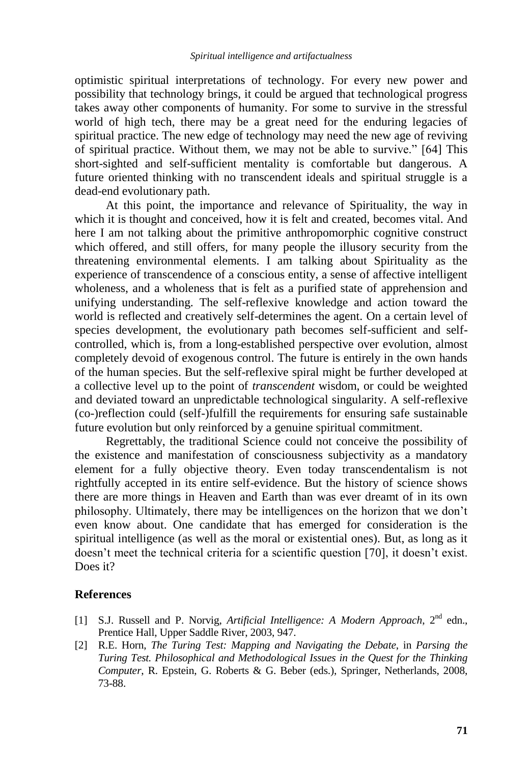optimistic spiritual interpretations of technology. For every new power and possibility that technology brings, it could be argued that technological progress takes away other components of humanity. For some to survive in the stressful world of high tech, there may be a great need for the enduring legacies of spiritual practice. The new edge of technology may need the new age of reviving of spiritual practice. Without them, we may not be able to survive." [64] This short-sighted and self-sufficient mentality is comfortable but dangerous. A future oriented thinking with no transcendent ideals and spiritual struggle is a dead-end evolutionary path.

At this point, the importance and relevance of Spirituality, the way in which it is thought and conceived, how it is felt and created, becomes vital. And here I am not talking about the primitive anthropomorphic cognitive construct which offered, and still offers, for many people the illusory security from the threatening environmental elements. I am talking about Spirituality as the experience of transcendence of a conscious entity, a sense of affective intelligent wholeness, and a wholeness that is felt as a purified state of apprehension and unifying understanding. The self-reflexive knowledge and action toward the world is reflected and creatively self-determines the agent. On a certain level of species development, the evolutionary path becomes self-sufficient and self-controlled, which is, from a long-established perspective over evolution, almost completely devoid of exogenous control. The future is entirely in the own hands of the human species. But the self-reflexive spiral might be further developed at a collective level up to the point of *transcendent* wisdom, or could be weighted and deviated toward an unpredictable technological singularity. A self-reflexive (co-)reflection could (self-)fulfill the requirements for ensuring safe sustainable future evolution but only reinforced by a genuine spiritual commitment.

Regrettably, the traditional Science could not conceive the possibility of the existence and manifestation of consciousness subjectivity as a mandatory element for a fully objective theory. Even today transcendentalism is not rightfully accepted in its entire self-evidence. But the history of science shows there are more things in Heaven and Earth than was ever dreamt of in its own philosophy. Ultimately, there may be intelligences on the horizon that we don't even know about. One candidate that has emerged for consideration is the spiritual intelligence (as well as the moral or existential ones). But, as long as it doesn't meet the technical criteria for a scientific question [70], it doesn't exist. Does it?

## References

[1] S.J. Russell and P. Norvig, *Artificial Intelligence: A Modern Approach*, 2nd edn., Prentice Hall, Upper Saddle River, 2003, 947.

[2] R.E. Horn, *The Turing Test: Mapping and Navigating the Debate*, in *Parsing the Turing Test. Philosophical and Methodological Issues in the Quest for the Thinking Computer*, R. Epstein, G. Roberts & G. Beber (eds.), Springer, Netherlands, 2008, 73-88.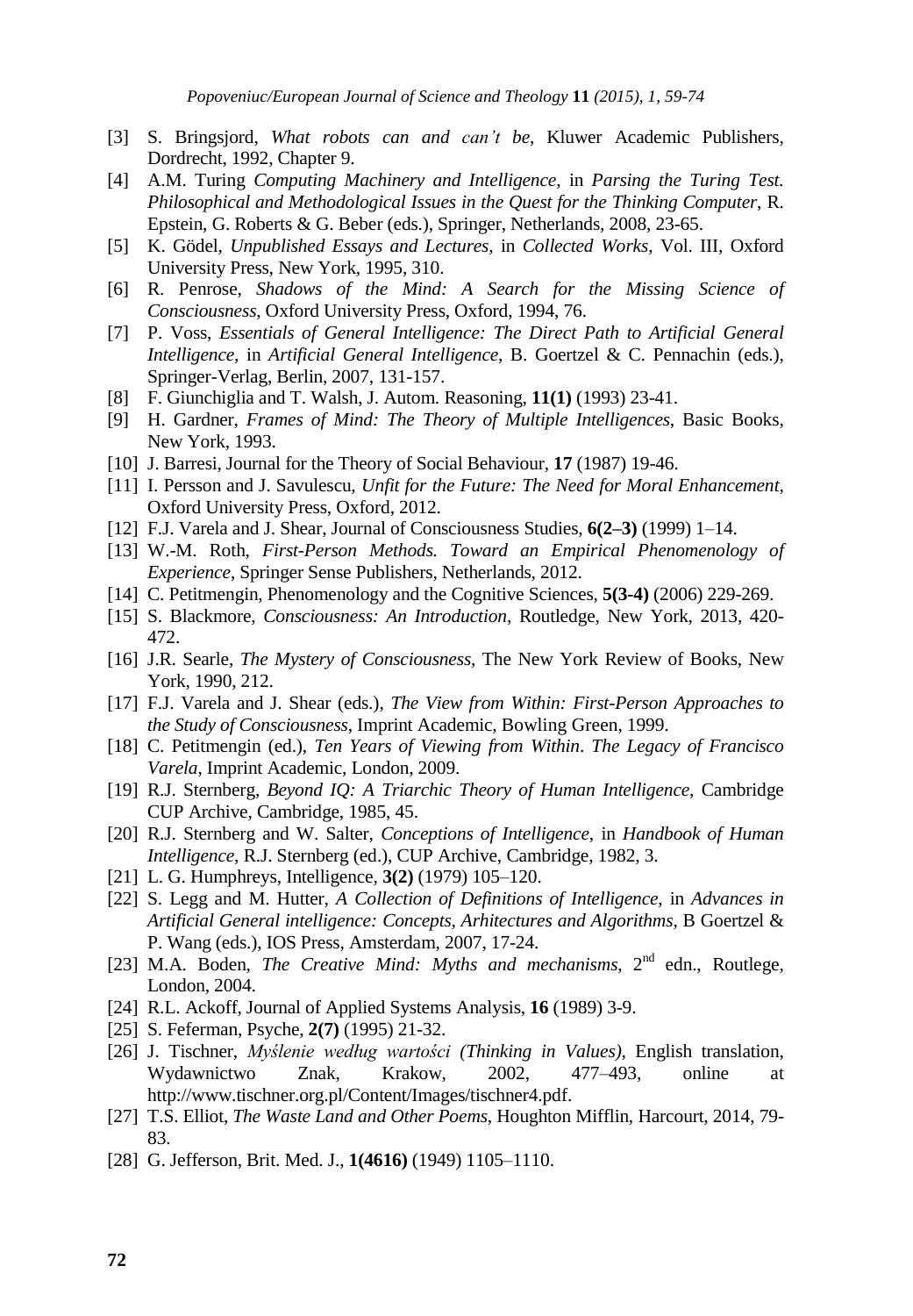[3] S. Bringsjord, *What robots can and can't be*, Kluwer Academic Publishers, Dordrecht, 1992, Chapter 9.

[4] A.M. Turing *Computing Machinery and Intelligence*, in *Parsing the Turing Test. Philosophical and Methodological Issues in the Quest for the Thinking Computer*, R. Epstein, G. Roberts & G. Beber (eds.), Springer, Netherlands, 2008, 23-65.

[5] K. Gödel, *Unpublished Essays and Lectures*, in *Collected Works*, Vol. III, Oxford University Press, New York, 1995, 310.

[6] R. Penrose, *Shadows of the Mind: A Search for the Missing Science of Consciousness*, Oxford University Press, Oxford, 1994, 76.

[7] P. Voss, *Essentials of General Intelligence: The Direct Path to Artificial General Intelligence*, in *Artificial General Intelligence*, B. Goertzel & C. Pennachin (eds.), Springer-Verlag, Berlin, 2007, 131-157.

[8] F. Giunchiglia and T. Walsh, J. Autom. Reasoning, **11(1)** (1993) 23-41.

[9] H. Gardner, *Frames of Mind: The Theory of Multiple Intelligences*, Basic Books, New York, 1993.

[10] J. Barresi, Journal for the Theory of Social Behaviour, **17** (1987) 19-46.

[11] I. Persson and J. Savulescu, *Unfit for the Future: The Need for Moral Enhancement*, Oxford University Press, Oxford, 2012.

[12] F.J. Varela and J. Shear, Journal of Consciousness Studies, **6(2–3)** (1999) 1–14.

[13] W.-M. Roth, *First-Person Methods. Toward an Empirical Phenomenology of Experience*, Springer Sense Publishers, Netherlands, 2012.

[14] C. Petitmengin, Phenomenology and the Cognitive Sciences, **5(3-4)** (2006) 229-269.

[15] S. Blackmore, *Consciousness: An Introduction*, Routledge, New York, 2013, 420-472.

[16] J.R. Searle, *The Mystery of Consciousness*, The New York Review of Books, New York, 1990, 212.

[17] F.J. Varela and J. Shear (eds.), *The View from Within: First-Person Approaches to the Study of Consciousness*, Imprint Academic, Bowling Green, 1999.

[18] C. Petitmengin (ed.), *Ten Years of Viewing from Within*. *The Legacy of Francisco Varela*, Imprint Academic, London, 2009.

[19] R.J. Sternberg, *Beyond IQ: A Triarchic Theory of Human Intelligence*, Cambridge CUP Archive, Cambridge, 1985, 45.

[20] R.J. Sternberg and W. Salter, *Conceptions of Intelligence*, in *Handbook of Human Intelligence*, R.J. Sternberg (ed.), CUP Archive, Cambridge, 1982, 3.

[21] L. G. Humphreys, Intelligence, **3(2)** (1979) 105–120.

[22] S. Legg and M. Hutter, *A Collection of Definitions of Intelligence*, in *Advances in Artificial General intelligence: Concepts, Arhitectures and Algorithms*, B Goertzel & P. Wang (eds.), IOS Press, Amsterdam, 2007, 17-24.

[23] M.A. Boden, *The Creative Mind: Myths and mechanisms*, 2nd edn., Routlege, London, 2004.

[24] R.L. Ackoff, Journal of Applied Systems Analysis, **16** (1989) 3-9.

[25] S. Feferman, Psyche, **2(7)** (1995) 21-32.

[26] J. Tischner, *Myślenie według wartości (Thinking in Values)*, English translation, Wydawnictwo Znak, Krakow, 2002, 477–493, online at http://www.tischner.org.pl/Content/Images/tischner4.pdf.

[27] T.S. Elliot, *The Waste Land and Other Poems*, Houghton Mifflin, Harcourt, 2014, 79-83.

[28] G. Jefferson, Brit. Med. J., **1(4616)** (1949) 1105–1110.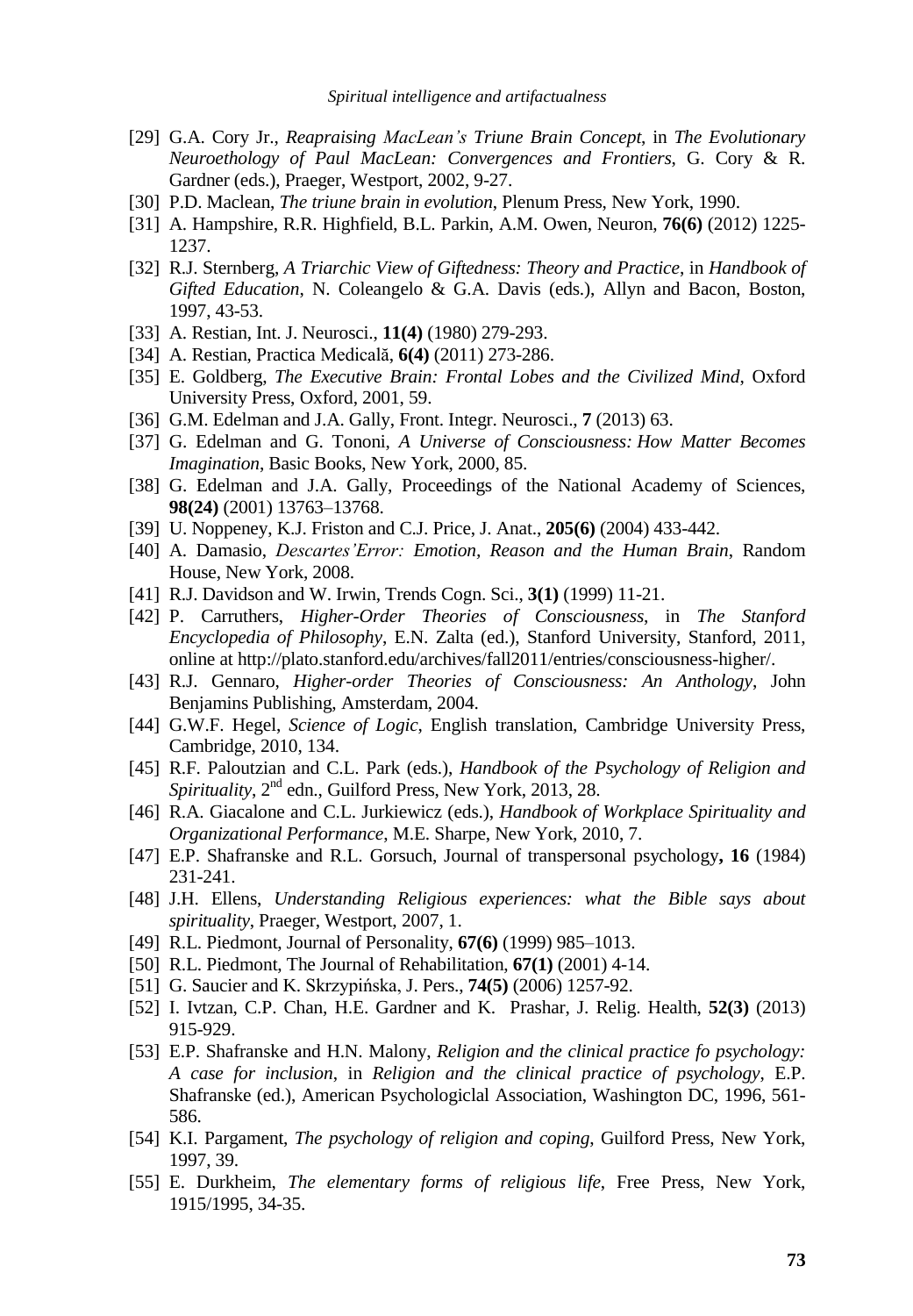[29] G.A. Cory Jr., *Reapraising MacLean's Triune Brain Concept*, in *The Evolutionary Neuroethology of Paul MacLean: Convergences and Frontiers*, G. Cory & R. Gardner (eds.), Praeger, Westport, 2002, 9-27.

[30] P.D. Maclean, *The triune brain in evolution*, Plenum Press, New York, 1990.

[31] A. Hampshire, R.R. Highfield, B.L. Parkin, A.M. Owen, Neuron, **76(6)** (2012) 1225-1237.

[32] R.J. Sternberg, *A Triarchic View of Giftedness: Theory and Practice*, in *Handbook of Gifted Education*, N. Coleangelo & G.A. Davis (eds.), Allyn and Bacon, Boston, 1997, 43-53.

[33] A. Restian, Int. J. Neurosci., **11(4)** (1980) 279-293.

[34] A. Restian, Practica Medicală, **6(4)** (2011) 273-286.

[35] E. Goldberg, *The Executive Brain: Frontal Lobes and the Civilized Mind*, Oxford University Press, Oxford, 2001, 59.

[36] G.M. Edelman and J.A. Gally, Front. Integr. Neurosci., **7** (2013) 63.

[37] G. Edelman and G. Tononi, *A Universe of Consciousness: How Matter Becomes Imagination*, Basic Books, New York, 2000, 85.

[38] G. Edelman and J.A. Gally, Proceedings of the National Academy of Sciences, **98(24)** (2001) 13763–13768.

[39] U. Noppeney, K.J. Friston and C.J. Price, J. Anat., **205(6)** (2004) 433-442.

[40] A. Damasio, *Descartes'Error: Emotion, Reason and the Human Brain*, Random House, New York, 2008.

[41] R.J. Davidson and W. Irwin, Trends Cogn. Sci., **3(1)** (1999) 11-21.

[42] P. Carruthers, *Higher-Order Theories of Consciousness*, in *The Stanford Encyclopedia of Philosophy*, E.N. Zalta (ed.), Stanford University, Stanford, 2011, online at http://plato.stanford.edu/archives/fall2011/entries/consciousness-higher/.

[43] R.J. Gennaro, *Higher-order Theories of Consciousness: An Anthology*, John Benjamins Publishing, Amsterdam, 2004.

[44] G.W.F. Hegel, *Science of Logic*, English translation, Cambridge University Press, Cambridge, 2010, 134.

[45] R.F. Paloutzian and C.L. Park (eds.), *Handbook of the Psychology of Religion and Spirituality*, 2nd edn., Guilford Press, New York, 2013, 28.

[46] R.A. Giacalone and C.L. Jurkiewicz (eds.), *Handbook of Workplace Spirituality and Organizational Performance*, M.E. Sharpe, New York, 2010, 7.

[47] E.P. Shafranske and R.L. Gorsuch, Journal of transpersonal psychology**, 16** (1984) 231-241.

[48] J.H. Ellens, *Understanding Religious experiences: what the Bible says about spirituality*, Praeger, Westport, 2007, 1.

[49] R.L. Piedmont, Journal of Personality, **67(6)** (1999) 985–1013.

[50] R.L. Piedmont, The Journal of Rehabilitation, **67(1)** (2001) 4-14.

[51] G. Saucier and K. Skrzypińska, J. Pers., **74(5)** (2006) 1257-92.

[52] I. Ivtzan, C.P. Chan, H.E. Gardner and K. Prashar, J. Relig. Health, **52(3)** (2013) 915-929.

[53] E.P. Shafranske and H.N. Malony, *Religion and the clinical practice fo psychology: A case for inclusion*, in *Religion and the clinical practice of psychology*, E.P. Shafranske (ed.), American Psychologiclal Association, Washington DC, 1996, 561-586.

[54] K.I. Pargament, *The psychology of religion and coping*, Guilford Press, New York, 1997, 39.

[55] E. Durkheim, *The elementary forms of religious life*, Free Press, New York, 1915/1995, 34-35.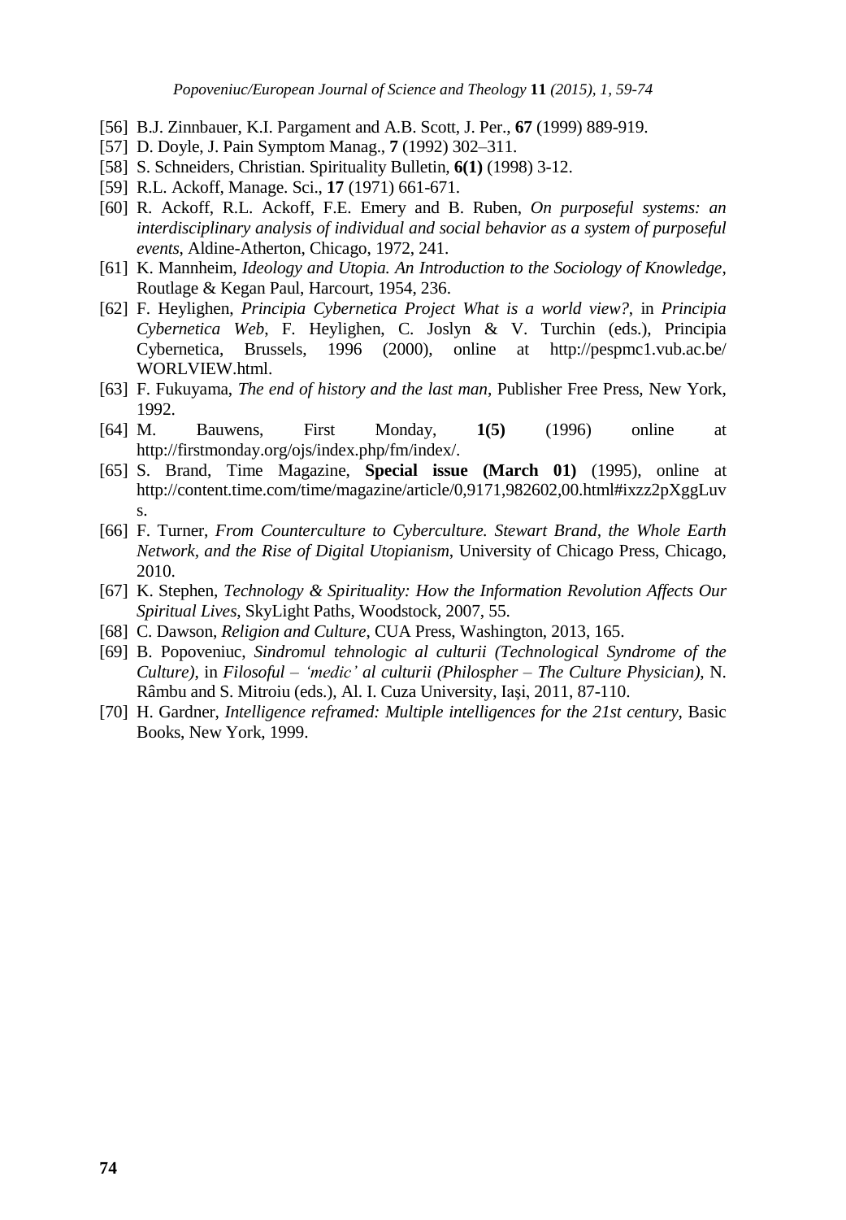[56] B.J. Zinnbauer, K.I. Pargament and A.B. Scott, J. Per., **67** (1999) 889-919.

[57] D. Doyle, J. Pain Symptom Manag., **7** (1992) 302–311.

[58] S. Schneiders, Christian. Spirituality Bulletin, **6(1)** (1998) 3-12.

[59] R.L. Ackoff, Manage. Sci., **17** (1971) 661-671.

[60] R. Ackoff, R.L. Ackoff, F.E. Emery and B. Ruben, *On purposeful systems: an interdisciplinary analysis of individual and social behavior as a system of purposeful events*, Aldine-Atherton, Chicago, 1972, 241.

[61] K. Mannheim, *Ideology and Utopia. An Introduction to the Sociology of Knowledge*, Routlage & Kegan Paul, Harcourt, 1954, 236.

[62] F. Heylighen, *Principia Cybernetica Project What is a world view?*, in *Principia Cybernetica Web*, F. Heylighen, C. Joslyn & V. Turchin (eds.), Principia Cybernetica, Brussels, 1996 (2000), online at http://pespmc1.vub.ac.be/WORLVIEW.html.

[63] F. Fukuyama, *The end of history and the last man*, Publisher Free Press, New York, 1992.

[64] M. Bauwens, First Monday, **1(5)** (1996) online at http://firstmonday.org/ojs/index.php/fm/index/.

[65] S. Brand, Time Magazine, **Special issue (March 01)** (1995), online at http://content.time.com/time/magazine/article/0,9171,982602,00.html#ixzz2pXggLuvs.

[66] F. Turner, *From Counterculture to Cyberculture. Stewart Brand, the Whole Earth Network, and the Rise of Digital Utopianism*, University of Chicago Press, Chicago, 2010.

[67] K. Stephen, *Technology & Spirituality: How the Information Revolution Affects Our Spiritual Lives*, SkyLight Paths, Woodstock, 2007, 55.

[68] C. Dawson, *Religion and Culture*, CUA Press, Washington, 2013, 165.

[69] B. Popoveniuc, *Sindromul tehnologic al culturii (Technological Syndrome of the Culture)*, in *Filosoful – 'medic' al culturii (Philospher – The Culture Physician)*, N. Râmbu and S. Mitroiu (eds.), Al. I. Cuza University, Iaşi, 2011, 87-110.

[70] H. Gardner, *Intelligence reframed: Multiple intelligences for the 21st century*, Basic Books, New York, 1999.